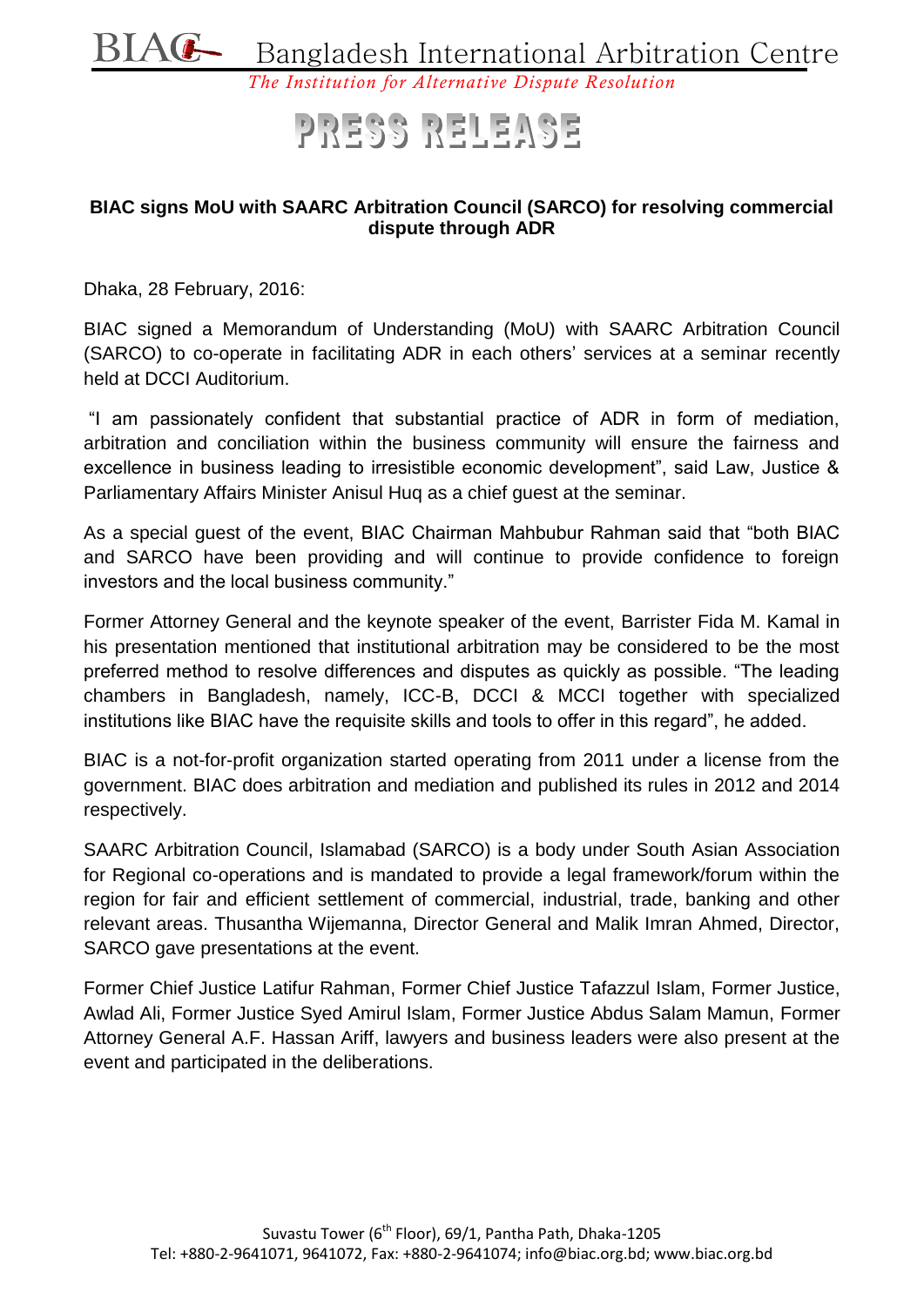# PRESS RELEASE

**BIAC signs MoU with SAARC Arbitration Council (SARCO) for resolving commercial dispute through ADR**

Dhaka, 28 February, 2016:

BIAC signed a Memorandum of Understanding (MoU) with SAARC Arbitration Council (SARCO) to co-operate in facilitating ADR in each others' services at a seminar recently held at DCCI Auditorium.

"I am passionately confident that substantial practice of ADR in form of mediation, arbitration and conciliation within the business community will ensure the fairness and excellence in business leading to irresistible economic development", said Law, Justice & Parliamentary Affairs Minister Anisul Huq as a chief guest at the seminar.

As a special guest of the event, BIAC Chairman Mahbubur Rahman said that "both BIAC and SARCO have been providing and will continue to provide confidence to foreign investors and the local business community."

Former Attorney General and the keynote speaker of the event, Barrister Fida M. Kamal in his presentation mentioned that institutional arbitration may be considered to be the most preferred method to resolve differences and disputes as quickly as possible. "The leading chambers in Bangladesh, namely, ICC-B, DCCI & MCCI together with specialized institutions like BIAC have the requisite skills and tools to offer in this regard", he added.

BIAC is a not-for-profit organization started operating from 2011 under a license from the government. BIAC does arbitration and mediation and published its rules in 2012 and 2014 respectively.

SAARC Arbitration Council, Islamabad (SARCO) is a body under South Asian Association for Regional co-operations and is mandated to provide a legal framework/forum within the region for fair and efficient settlement of commercial, industrial, trade, banking and other relevant areas. Thusantha Wijemanna, Director General and Malik Imran Ahmed, Director, SARCO gave presentations at the event.

Former Chief Justice Latifur Rahman, Former Chief Justice Tafazzul Islam, Former Justice, Awlad Ali, Former Justice Syed Amirul Islam, Former Justice Abdus Salam Mamun, Former Attorney General A.F. Hassan Ariff, lawyers and business leaders were also present at the event and participated in the deliberations.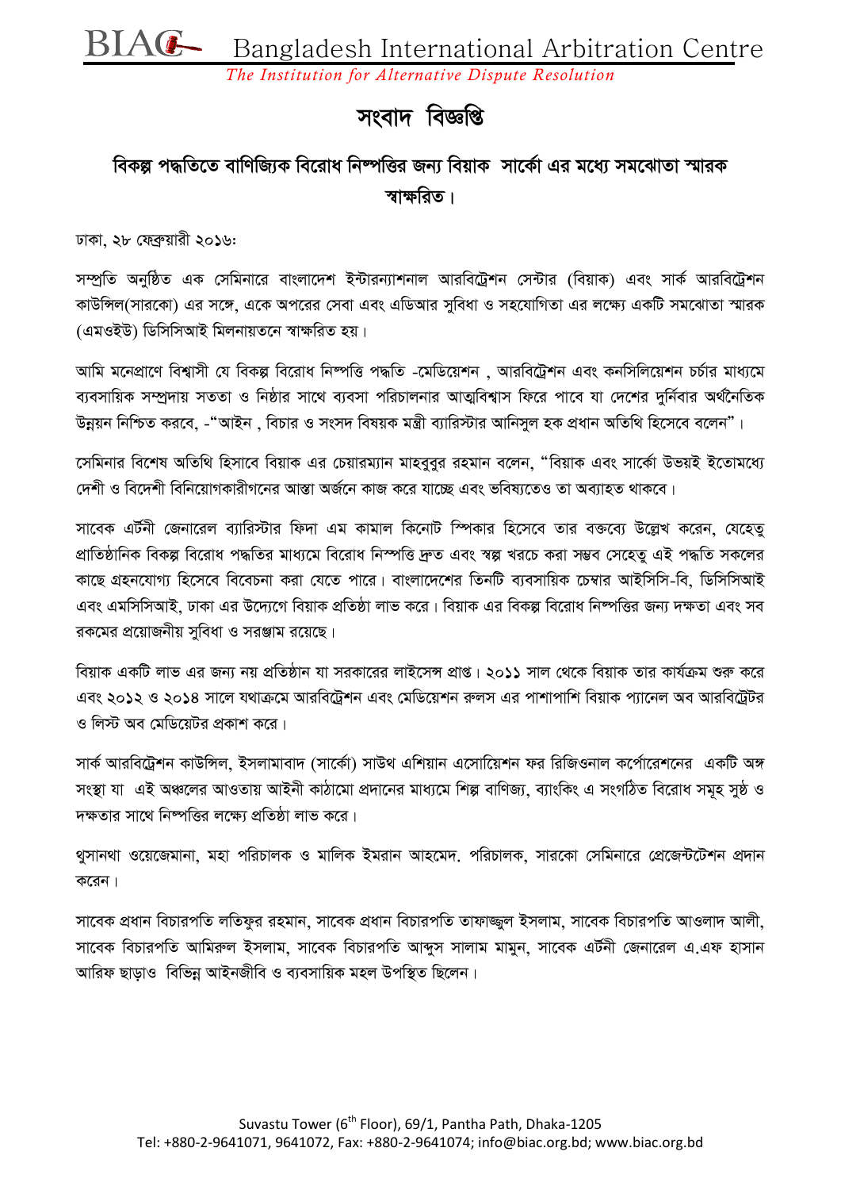# BIAC Bangladesh International Arbitration Centre

*The Institution for Alternative Dispute Resolution*

## সংবাদ বিজ্ঞপ্তি

### বিকল্প পদ্ধতিতে বাণিজ্যিক বিরোধ নিষ্পত্তির জন্য বিয়াক সার্কো এর মধ্যে সমঝোতা স্মারক স্বাক্ষরিত।

ঢাকা, ২৮ ফেব্রুয়ারী ২০১৬:

সম্প্রতি অনুষ্ঠিত এক সেমিনারে বাংলাদেশ ইন্টারন্যাশনাল আরবিট্রেশন সেন্টার (বিয়াক) এবং সার্ক আরবিট্রেশন কাউন্সিল(সারকো) এর সঙ্গে, একে অপরের সেবা এবং এডিআর সুবিধা ও সহযোগিতা এর লক্ষ্যে একটি সমঝোতা স্মারক (এমওইউ) ডিসিসিআই মিলনায়তনে স্বাক্ষরিত হয়।

আমি মনেপ্রাণে বিশ্বাসী যে বিকল্প বিরোধ নিষ্পত্তি পদ্ধতি -মেডিয়েশন , আরবিট্রেশন এবং কনসিলিয়েশন চর্চার মাধ্যমে ব্যবসায়িক সম্প্রদায় সততা ও নিষ্ঠার সাথে ব্যবসা পরিচালনার আত্মবিশ্বাস ফিরে পাবে যা দেশের দুর্নিবার অর্থনৈতিক উন্নয়ন নিশ্চিত করবে, -"আইন , বিচার ও সংসদ বিষয়ক মন্ত্রী ব্যারিস্টার আনিসুল হক প্রধান অতিথি হিসেবে বলেন"।

সেমিনার বিশেষ অতিথি হিসাবে বিয়াক এর চেয়ারম্যান মাহবুবুর রহমান বলেন, "বিয়াক এবং সার্কো উভয়ই ইতোমধ্যে দেশী ও বিদেশী বিনিয়োগকারীগনের আস্তা অর্জনে কাজ করে যাচ্ছে এবং ভবিষ্যতেও তা অব্যাহত থাকবে।

সাবেক এর্টনী জেনারেল ব্যারিস্টার ফিদা এম কামাল কিনোট স্পিকার হিসেবে তার বক্তব্যে উল্লেখ করেন, যেহেতু প্রাতিষ্ঠানিক বিকল্প বিরোধ পদ্ধতির মাধ্যমে বিরোধ নিস্পত্তি দ্রুত এবং স্বল্প খরচে করা সম্ভব সেহেতু এই পদ্ধতি সকলের কাছে গ্রহনযোগ্য হিসেবে বিবেচনা করা যেতে পারে। বাংলাদেশের তিনটি ব্যবসায়িক চেম্বার আইসিসি-বি, ডিসিসিআই এবং এমসিসিআই, ঢাকা এর উদ্যেগে বিয়াক প্রতিষ্ঠা লাভ করে। বিয়াক এর বিকল্প বিরোধ নিস্পত্তির জন্য দক্ষতা এবং সব রকমের প্রয়োজনীয় সুবিধা ও সরঞ্জাম রয়েছে।

বিয়াক একটি লাভ এর জন্য নয় প্রতিষ্ঠান যা সরকারের লাইসেন্স প্রাপ্ত। ২০১১ সাল থেকে বিয়াক তার কার্যক্রম শুরু করে এবং ২০১২ ও ২০১৪ সালে যথাক্রমে আরবিট্রেশন এবং মেডিয়েশন রুলস এর পাশাপাশি বিয়াক প্যানেল অব আরবিট্রেটর ও লিস্ট অব মেডিয়েটর প্রকাশ করে।

সার্ক আরবিট্রেশন কাউন্সিল, ইসলামাবাদ (সার্কো) সাউথ এশিয়ান এসোয়িয়েশন ফর রিজিওনাল কর্পোরেশনের একটি অঙ্গ সংস্থা যা এই অঞ্চলের আওতায় আইনী কাঠামো প্রদানের মাধ্যমে শিল্প বাণিজ্য, ব্যাংকিং এ সংগঠিত বিরোধ সমূহ সুষ্ঠ ও দক্ষতার সাথে নিষ্পত্তির লক্ষ্যে প্রতিষ্ঠা লাভ করে।

থুসানথা ওয়েজেমানা, মহা পরিচালক ও মালিক ইমরান আহমেদ. পরিচালক, সারকো সেমিনারে প্রেজেন্টটেশন প্রদান করেন।

সাবেক প্রধান বিচারপতি লতিফুর রহমান, সাবেক প্রধান বিচারপতি তাফাজ্জুল ইসলাম, সাবেক বিচারপতি আওলাদ আলী, সাবেক বিচারপতি আমিরুল ইসলাম, সাবেক বিচারপতি আব্দুস সালাম মামুন, সাবেক এর্টনী জেনারেল এ.এফ হাসান আরিফ ছাড়াও বিভিন্ন আইনজীবি ও ব্যবসায়িক মহল উপস্থিত ছিলেন।

Suvastu Tower (6th Floor), 69/1, Pantha Path, Dhaka-1205
Tel: +880-2-9641071, 9641072, Fax: +880-2-9641074; info@biac.org.bd; www.biac.org.bd